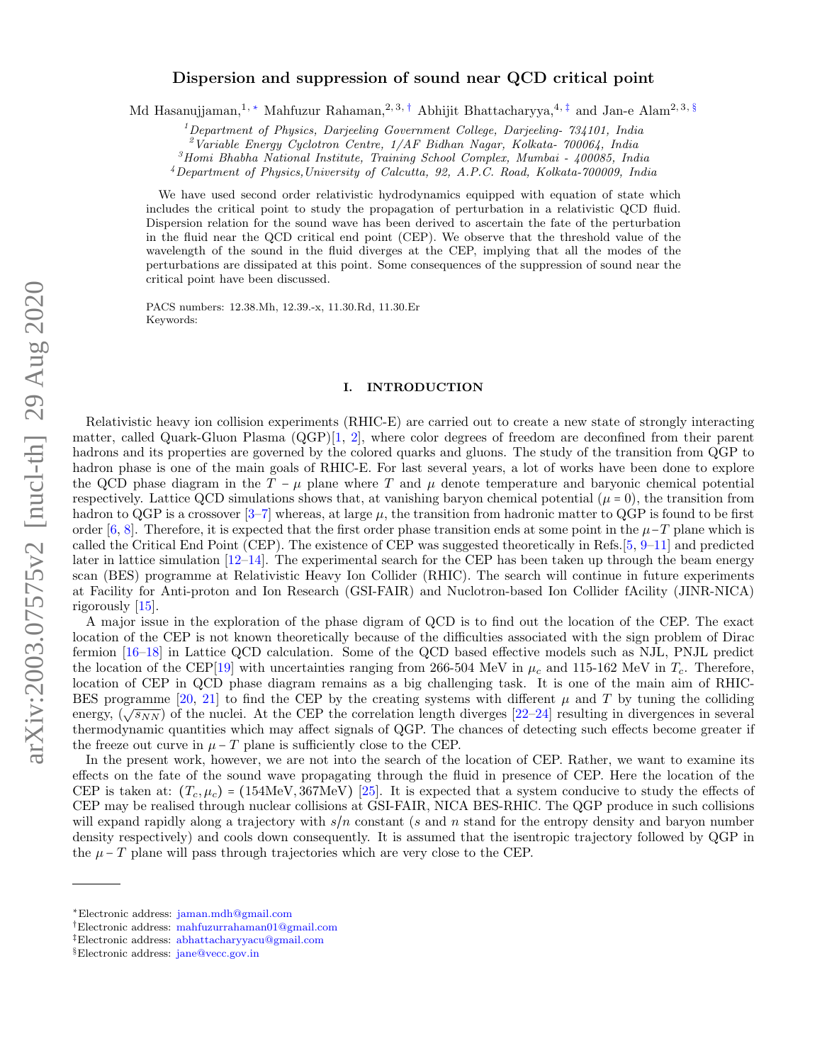# Dispersion and suppression of sound near QCD critical point

Md Hasanujjaman,[1,*] Mahfuzur Rahaman,[2,3,†] Abhijit Bhattacharyya,[4,‡] and Jan-e Alam[2,3,§]

[1] *Department of Physics, Darjeeling Government College, Darjeeling- 734101, India*
[2] *Variable Energy Cyclotron Centre, 1/AF Bidhan Nagar, Kolkata- 700064, India*
[3] *Homi Bhabha National Institute, Training School Complex, Mumbai - 400085, India*
[4] *Department of Physics, University of Calcutta, 92, A.P.C. Road, Kolkata-700009, India*

We have used second order relativistic hydrodynamics equipped with equation of state which includes the critical point to study the propagation of perturbation in a relativistic QCD fluid. Dispersion relation for the sound wave has been derived to ascertain the fate of the perturbation in the fluid near the QCD critical end point (CEP). We observe that the threshold value of the wavelength of the sound in the fluid diverges at the CEP, implying that all the modes of the perturbations are dissipated at this point. Some consequences of the suppression of sound near the critical point have been discussed.

PACS numbers: 12.38.Mh, 12.39.-x, 11.30.Rd, 11.30.Er
Keywords:

## I. INTRODUCTION

Relativistic heavy ion collision experiments (RHIC-E) are carried out to create a new state of strongly interacting matter, called Quark-Gluon Plasma (QGP)[1, 2], where color degrees of freedom are deconfined from their parent hadrons and its properties are governed by the colored quarks and gluons. The study of the transition from QGP to hadron phase is one of the main goals of RHIC-E. For last several years, a lot of works have been done to explore the QCD phase diagram in the $T - \mu$ plane where $T$ and $\mu$ denote temperature and baryonic chemical potential respectively. Lattice QCD simulations shows that, at vanishing baryon chemical potential ($\mu = 0$), the transition from hadron to QGP is a crossover [3–7] whereas, at large $\mu$, the transition from hadronic matter to QGP is found to be first order [6, 8]. Therefore, it is expected that the first order phase transition ends at some point in the $\mu - T$ plane which is called the Critical End Point (CEP). The existence of CEP was suggested theoretically in Refs.[5, 9–11] and predicted later in lattice simulation [12–14]. The experimental search for the CEP has been taken up through the beam energy scan (BES) programme at Relativistic Heavy Ion Collider (RHIC). The search will continue in future experiments at Facility for Anti-proton and Ion Research (GSI-FAIR) and Nuclotron-based Ion Collider fAcility (JINR-NICA) rigorously [15].

A major issue in the exploration of the phase digram of QCD is to find out the location of the CEP. The exact location of the CEP is not known theoretically because of the difficulties associated with the sign problem of Dirac fermion [16–18] in Lattice QCD calculation. Some of the QCD based effective models such as NJL, PNJL predict the location of the CEP[19] with uncertainties ranging from 266-504 MeV in $\mu_c$ and 115-162 MeV in $T_c$. Therefore, location of CEP in QCD phase diagram remains as a big challenging task. It is one of the main aim of RHIC-BES programme [20, 21] to find the CEP by the creating systems with different $\mu$ and $T$ by tuning the colliding energy, ($\sqrt{s_{NN}}$) of the nuclei. At the CEP the correlation length diverges [22–24] resulting in divergences in several thermodynamic quantities which may affect signals of QGP. The chances of detecting such effects become greater if the freeze out curve in $\mu - T$ plane is sufficiently close to the CEP.

In the present work, however, we are not into the search of the location of CEP. Rather, we want to examine its effects on the fate of the sound wave propagating through the fluid in presence of CEP. Here the location of the CEP is taken at: $(T_c, \mu_c) = (154\text{MeV}, 367\text{MeV})$ [25]. It is expected that a system conducive to study the effects of CEP may be realised through nuclear collisions at GSI-FAIR, NICA BES-RHIC. The QGP produce in such collisions will expand rapidly along a trajectory with $s/n$ constant ($s$ and $n$ stand for the entropy density and baryon number density respectively) and cools down consequently. It is assumed that the isentropic trajectory followed by QGP in the $\mu - T$ plane will pass through trajectories which are very close to the CEP.

---

*Electronic address: jaman.mdh@gmail.com
†Electronic address: mahfuzurrahaman01@gmail.com
‡Electronic address: abhattacharyyacu@gmail.com
§Electronic address: jane@vecc.gov.in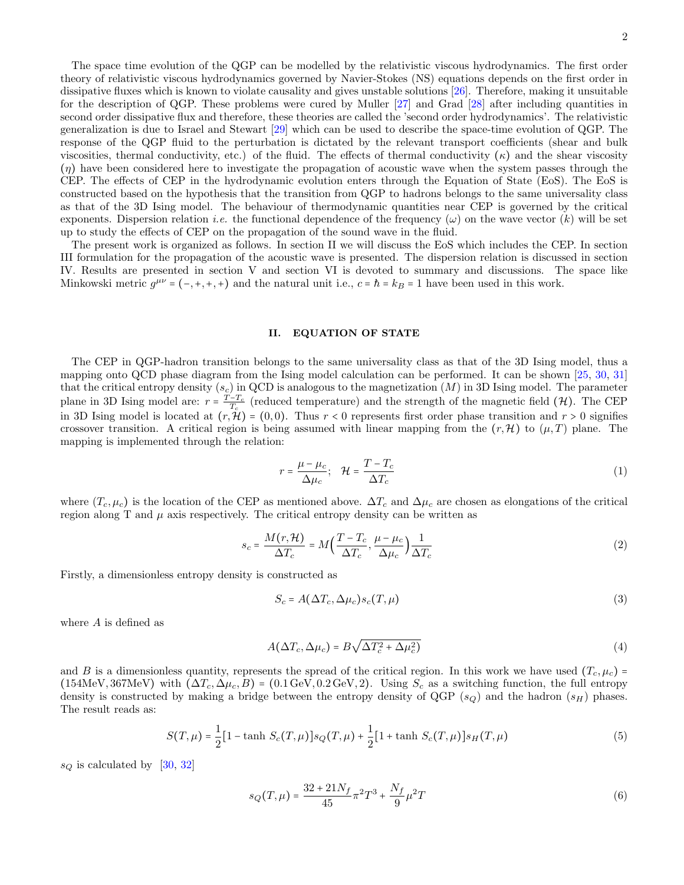The space time evolution of the QGP can be modelled by the relativistic viscous hydrodynamics. The first order theory of relativistic viscous hydrodynamics governed by Navier-Stokes (NS) equations depends on the first order in dissipative fluxes which is known to violate causality and gives unstable solutions [26]. Therefore, making it unsuitable for the description of QGP. These problems were cured by Muller [27] and Grad [28] after including quantities in second order dissipative flux and therefore, these theories are called the 'second order hydrodynamics'. The relativistic generalization is due to Israel and Stewart [29] which can be used to describe the space-time evolution of QGP. The response of the QGP fluid to the perturbation is dictated by the relevant transport coefficients (shear and bulk viscosities, thermal conductivity, etc.) of the fluid. The effects of thermal conductivity ($\kappa$) and the shear viscosity ($\eta$) have been considered here to investigate the propagation of acoustic wave when the system passes through the CEP. The effects of CEP in the hydrodynamic evolution enters through the Equation of State (EoS). The EoS is constructed based on the hypothesis that the transition from QGP to hadrons belongs to the same universality class as that of the 3D Ising model. The behaviour of thermodynamic quantities near CEP is governed by the critical exponents. Dispersion relation *i.e.* the functional dependence of the frequency ($\omega$) on the wave vector ($k$) will be set up to study the effects of CEP on the propagation of the sound wave in the fluid.

The present work is organized as follows. In section II we will discuss the EoS which includes the CEP. In section III formulation for the propagation of the acoustic wave is presented. The dispersion relation is discussed in section IV. Results are presented in section V and section VI is devoted to summary and discussions. The space like Minkowski metric $g^{\mu\nu} = (-,+,+,+)$ and the natural unit i.e., $c = \hbar = k_B = 1$ have been used in this work.

## II. EQUATION OF STATE

The CEP in QGP-hadron transition belongs to the same universality class as that of the 3D Ising model, thus a mapping onto QCD phase diagram from the Ising model calculation can be performed. It can be shown [25, 30, 31] that the critical entropy density ($s_c$) in QCD is analogous to the magnetization ($M$) in 3D Ising model. The parameter plane in 3D Ising model are: $r = \frac{T-T_c}{T_c}$ (reduced temperature) and the strength of the magnetic field ($\mathcal{H}$). The CEP in 3D Ising model is located at $(r,\mathcal{H}) = (0,0)$. Thus $r < 0$ represents first order phase transition and $r > 0$ signifies crossover transition. A critical region is being assumed with linear mapping from the $(r,\mathcal{H})$ to $(\mu,T)$ plane. The mapping is implemented through the relation:

$$r = \frac{\mu-\mu_c}{\Delta\mu_c}; \quad \mathcal{H} = \frac{T-T_c}{\Delta T_c} \tag{1}$$

where $(T_c,\mu_c)$ is the location of the CEP as mentioned above. $\Delta T_c$ and $\Delta\mu_c$ are chosen as elongations of the critical region along T and $\mu$ axis respectively. The critical entropy density can be written as

$$s_c = \frac{M(r,\mathcal{H})}{\Delta T_c} = M\Big(\frac{T-T_c}{\Delta T_c}, \frac{\mu-\mu_c}{\Delta\mu_c}\Big)\frac{1}{\Delta T_c} \tag{2}$$

Firstly, a dimensionless entropy density is constructed as

$$S_c = A(\Delta T_c, \Delta\mu_c) s_c(T,\mu) \tag{3}$$

where $A$ is defined as

$$A(\Delta T_c, \Delta\mu_c) = B\sqrt{\Delta T_c^2 + \Delta\mu_c^2)} \tag{4}$$

and $B$ is a dimensionless quantity, represents the spread of the critical region. In this work we have used $(T_c,\mu_c) = (154\text{MeV}, 367\text{MeV})$ with $(\Delta T_c, \Delta\mu_c, B) = (0.1\,\text{GeV}, 0.2\,\text{GeV}, 2)$. Using $S_c$ as a switching function, the full entropy density is constructed by making a bridge between the entropy density of QGP ($s_Q$) and the hadron ($s_H$) phases. The result reads as:

$$S(T,\mu) = \frac{1}{2}[1-\tanh\, S_c(T,\mu)]s_Q(T,\mu) + \frac{1}{2}[1+\tanh\, S_c(T,\mu)]s_H(T,\mu) \tag{5}$$

$s_Q$ is calculated by [30, 32]

$$s_Q(T,\mu) = \frac{32+21N_f}{45}\pi^2 T^3 + \frac{N_f}{9}\mu^2 T \tag{6}$$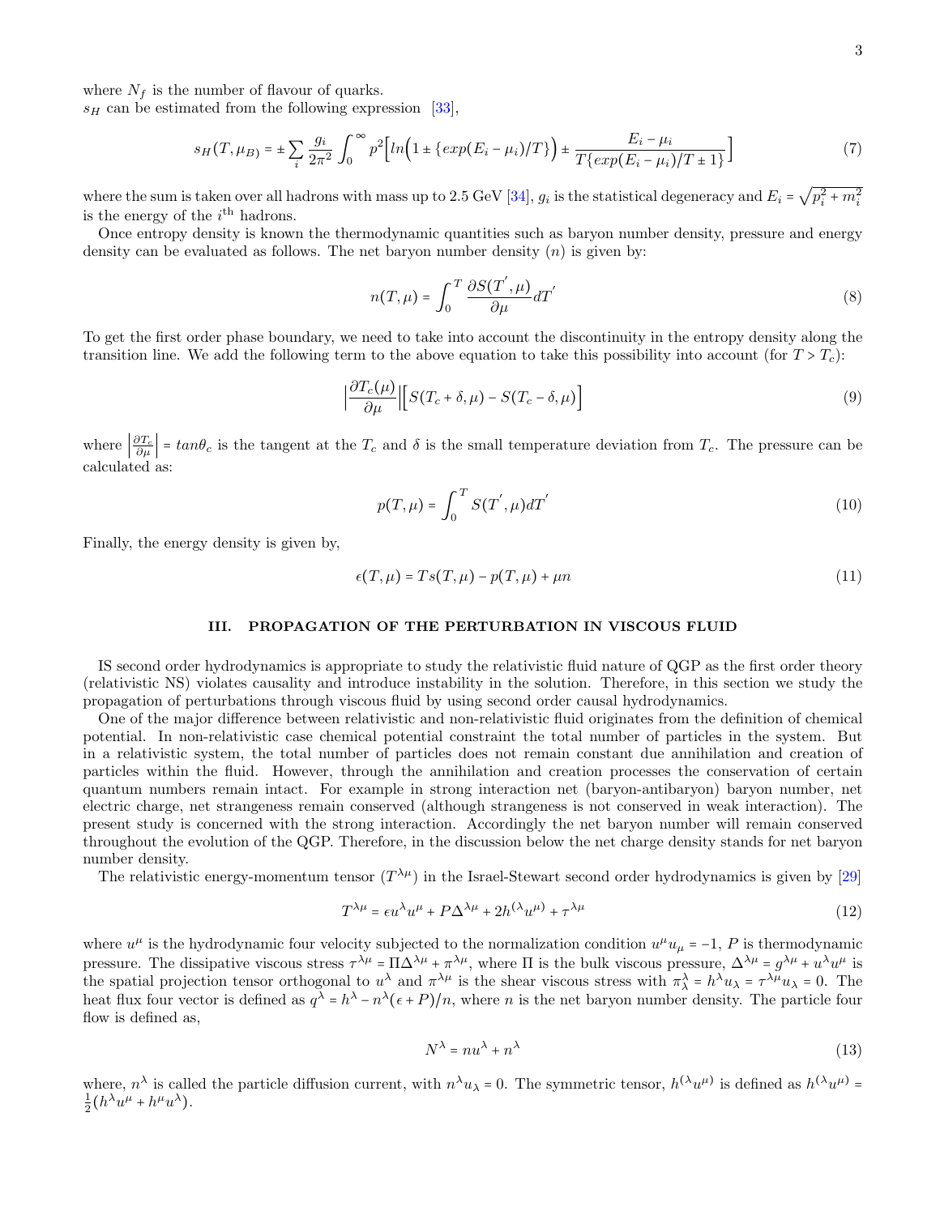where $N_f$ is the number of flavour of quarks.
$s_H$ can be estimated from the following expression [33],

$$s_H(T,\mu_B) = \pm \sum_i \frac{g_i}{2\pi^2} \int_0^\infty p^2 \Big[ ln\Big(1 \pm \{exp(E_i - \mu_i)/T\}\Big) \pm \frac{E_i - \mu_i}{T\{exp(E_i - \mu_i)/T \pm 1\}} \Big] \tag{7}$$

where the sum is taken over all hadrons with mass up to 2.5 GeV [34], $g_i$ is the statistical degeneracy and $E_i = \sqrt{p_i^2 + m_i^2}$ is the energy of the $i^{\text{th}}$ hadrons.

Once entropy density is known the thermodynamic quantities such as baryon number density, pressure and energy density can be evaluated as follows. The net baryon number density ($n$) is given by:

$$n(T,\mu) = \int_0^T \frac{\partial S(T^{'},\mu)}{\partial \mu} dT^{'} \tag{8}$$

To get the first order phase boundary, we need to take into account the discontinuity in the entropy density along the transition line. We add the following term to the above equation to take this possibility into account (for $T > T_c$):

$$\Big| \frac{\partial T_c(\mu)}{\partial \mu} \Big| \Big[ S(T_c + \delta, \mu) - S(T_c - \delta, \mu) \Big] \tag{9}$$

where $\left|\frac{\partial T_c}{\partial \mu}\right| = tan\theta_c$ is the tangent at the $T_c$ and $\delta$ is the small temperature deviation from $T_c$. The pressure can be calculated as:

$$p(T,\mu) = \int_0^T S(T^{'},\mu) dT^{'} \tag{10}$$

Finally, the energy density is given by,

$$\epsilon(T,\mu) = Ts(T,\mu) - p(T,\mu) + \mu n \tag{11}$$

## III. PROPAGATION OF THE PERTURBATION IN VISCOUS FLUID

IS second order hydrodynamics is appropriate to study the relativistic fluid nature of QGP as the first order theory (relativistic NS) violates causality and introduce instability in the solution. Therefore, in this section we study the propagation of perturbations through viscous fluid by using second order causal hydrodynamics.

One of the major difference between relativistic and non-relativistic fluid originates from the definition of chemical potential. In non-relativistic case chemical potential constraint the total number of particles in the system. But in a relativistic system, the total number of particles does not remain constant due annihilation and creation of particles within the fluid. However, through the annihilation and creation processes the conservation of certain quantum numbers remain intact. For example in strong interaction net (baryon-antibaryon) baryon number, net electric charge, net strangeness remain conserved (although strangeness is not conserved in weak interaction). The present study is concerned with the strong interaction. Accordingly the net baryon number will remain conserved throughout the evolution of the QGP. Therefore, in the discussion below the net charge density stands for net baryon number density.

The relativistic energy-momentum tensor ($T^{\lambda\mu}$) in the Israel-Stewart second order hydrodynamics is given by [29]

$$T^{\lambda\mu} = \epsilon u^\lambda u^\mu + P\Delta^{\lambda\mu} + 2h^{(\lambda}u^{\mu)} + \tau^{\lambda\mu} \tag{12}$$

where $u^\mu$ is the hydrodynamic four velocity subjected to the normalization condition $u^\mu u_\mu = -1$, $P$ is thermodynamic pressure. The dissipative viscous stress $\tau^{\lambda\mu} = \Pi\Delta^{\lambda\mu} + \pi^{\lambda\mu}$, where $\Pi$ is the bulk viscous pressure, $\Delta^{\lambda\mu} = g^{\lambda\mu} + u^\lambda u^\mu$ is the spatial projection tensor orthogonal to $u^\lambda$ and $\pi^{\lambda\mu}$ is the shear viscous stress with $\pi^\lambda_\lambda = h^\lambda u_\lambda = \tau^{\lambda\mu} u_\lambda = 0$. The heat flux four vector is defined as $q^\lambda = h^\lambda - n^\lambda(\epsilon + P)/n$, where $n$ is the net baryon number density. The particle four flow is defined as,

$$N^\lambda = nu^\lambda + n^\lambda \tag{13}$$

where, $n^\lambda$ is called the particle diffusion current, with $n^\lambda u_\lambda = 0$. The symmetric tensor, $h^{(\lambda}u^{\mu)}$ is defined as $h^{(\lambda}u^{\mu)} = \frac{1}{2}(h^\lambda u^\mu + h^\mu u^\lambda)$.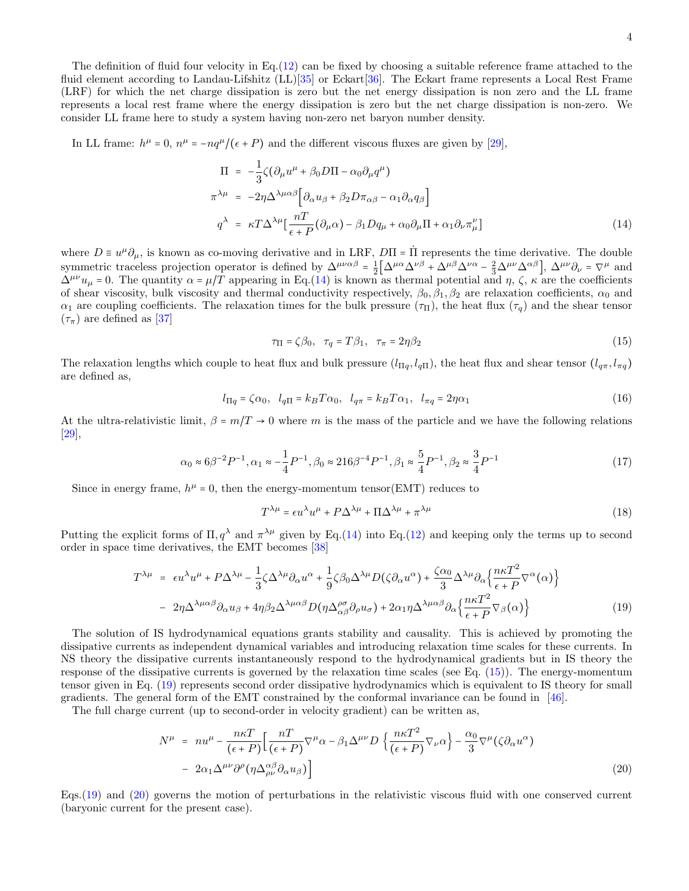The definition of fluid four velocity in Eq.(12) can be fixed by choosing a suitable reference frame attached to the fluid element according to Landau-Lifshitz (LL)[35] or Eckart[36]. The Eckart frame represents a Local Rest Frame (LRF) for which the net charge dissipation is zero but the net energy dissipation is non zero and the LL frame represents a local rest frame where the energy dissipation is zero but the net charge dissipation is non-zero. We consider LL frame here to study a system having non-zero net baryon number density.

In LL frame: $h^\mu = 0$, $n^\mu = -nq^\mu/(\epsilon + P)$ and the different viscous fluxes are given by [29],

$$
\begin{aligned}
\Pi &= -\frac{1}{3}\zeta(\partial_\mu u^\mu + \beta_0 D\Pi - \alpha_0 \partial_\mu q^\mu) \\
\pi^{\lambda\mu} &= -2\eta\Delta^{\lambda\mu\alpha\beta}\Big[\partial_\alpha u_\beta + \beta_2 D\pi_{\alpha\beta} - \alpha_1 \partial_\alpha q_\beta\Big] \\
q^\lambda &= \kappa T \Delta^{\lambda\mu}\big[\frac{nT}{\epsilon + P}(\partial_\mu \alpha) - \beta_1 D q_\mu + \alpha_0 \partial_\mu \Pi + \alpha_1 \partial_\nu \pi^\nu_\mu\big]
\end{aligned} \tag{14}
$$

where $D \equiv u^\mu \partial_\mu$, is known as co-moving derivative and in LRF, $D\Pi = \dot{\Pi}$ represents the time derivative. The double symmetric traceless projection operator is defined by $\Delta^{\mu\nu\alpha\beta} = \frac{1}{2}\big[\Delta^{\mu\alpha}\Delta^{\nu\beta} + \Delta^{\mu\beta}\Delta^{\nu\alpha} - \frac{2}{3}\Delta^{\mu\nu}\Delta^{\alpha\beta}\big]$, $\Delta^{\mu\nu}\partial_\nu = \nabla^\mu$ and $\Delta^{\mu\nu}u_\mu = 0$. The quantity $\alpha = \mu/T$ appearing in Eq.(14) is known as thermal potential and $\eta$, $\zeta$, $\kappa$ are the coefficients of shear viscosity, bulk viscosity and thermal conductivity respectively, $\beta_0, \beta_1, \beta_2$ are relaxation coefficients, $\alpha_0$ and $\alpha_1$ are coupling coefficients. The relaxation times for the bulk pressure ($\tau_\Pi$), the heat flux ($\tau_q$) and the shear tensor ($\tau_\pi$) are defined as [37]

$$
\tau_\Pi = \zeta\beta_0, \quad \tau_q = T\beta_1, \quad \tau_\pi = 2\eta\beta_2 \tag{15}
$$

The relaxation lengths which couple to heat flux and bulk pressure ($l_{\Pi q}, l_{q\Pi}$), the heat flux and shear tensor ($l_{q\pi}, l_{\pi q}$) are defined as,

$$
l_{\Pi q} = \zeta\alpha_0, \quad l_{q\Pi} = k_B T\alpha_0, \quad l_{q\pi} = k_B T\alpha_1, \quad l_{\pi q} = 2\eta\alpha_1 \tag{16}
$$

At the ultra-relativistic limit, $\beta = m/T \to 0$ where $m$ is the mass of the particle and we have the following relations [29],

$$
\alpha_0 \approx 6\beta^{-2}P^{-1}, \alpha_1 \approx -\frac{1}{4}P^{-1}, \beta_0 \approx 216\beta^{-4}P^{-1}, \beta_1 \approx \frac{5}{4}P^{-1}, \beta_2 \approx \frac{3}{4}P^{-1} \tag{17}
$$

Since in energy frame, $h^\mu = 0$, then the energy-momentum tensor(EMT) reduces to

$$
T^{\lambda\mu} = \epsilon u^\lambda u^\mu + P\Delta^{\lambda\mu} + \Pi\Delta^{\lambda\mu} + \pi^{\lambda\mu} \tag{18}
$$

Putting the explicit forms of $\Pi, q^\lambda$ and $\pi^{\lambda\mu}$ given by Eq.(14) into Eq.(12) and keeping only the terms up to second order in space time derivatives, the EMT becomes [38]

$$
\begin{aligned}
T^{\lambda\mu} &= \epsilon u^\lambda u^\mu + P\Delta^{\lambda\mu} - \frac{1}{3}\zeta\Delta^{\lambda\mu}\partial_\alpha u^\alpha + \frac{1}{9}\zeta\beta_0\Delta^{\lambda\mu}D(\zeta\partial_\alpha u^\alpha) + \frac{\zeta\alpha_0}{3}\Delta^{\lambda\mu}\partial_\alpha\Big\{\frac{n\kappa T^2}{\epsilon + P}\nabla^\alpha(\alpha)\Big\} \\
&- 2\eta\Delta^{\lambda\mu\alpha\beta}\partial_\alpha u_\beta + 4\eta\beta_2\Delta^{\lambda\mu\alpha\beta}D(\eta\Delta^{\rho\sigma}_{\alpha\beta}\partial_\rho u_\sigma) + 2\alpha_1\eta\Delta^{\lambda\mu\alpha\beta}\partial_\alpha\Big\{\frac{n\kappa T^2}{\epsilon + P}\nabla_\beta(\alpha)\Big\}
\end{aligned} \tag{19}
$$

The solution of IS hydrodynamical equations grants stability and causality. This is achieved by promoting the dissipative currents as independent dynamical variables and introducing relaxation time scales for these currents. In NS theory the dissipative currents instantaneously respond to the hydrodynamical gradients but in IS theory the response of the dissipative currents is governed by the relaxation time scales (see Eq. (15)). The energy-momentum tensor given in Eq. (19) represents second order dissipative hydrodynamics which is equivalent to IS theory for small gradients. The general form of the EMT constrained by the conformal invariance can be found in [46].

The full charge current (up to second-order in velocity gradient) can be written as,

$$
\begin{aligned}
N^\mu &= nu^\mu - \frac{n\kappa T}{(\epsilon + P)}\Big[\frac{nT}{(\epsilon + P)}\nabla^\mu\alpha - \beta_1\Delta^{\mu\nu}D\ \Big\{\frac{n\kappa T^2}{(\epsilon + P)}\nabla_\nu\alpha\Big\} - \frac{\alpha_0}{3}\nabla^\mu(\zeta\partial_\alpha u^\alpha) \\
&- 2\alpha_1\Delta^{\mu\nu}\partial^\rho(\eta\Delta^{\alpha\beta}_{\rho\nu}\partial_\alpha u_\beta)\Big]
\end{aligned} \tag{20}
$$

Eqs.(19) and (20) governs the motion of perturbations in the relativistic viscous fluid with one conserved current (baryonic current for the present case).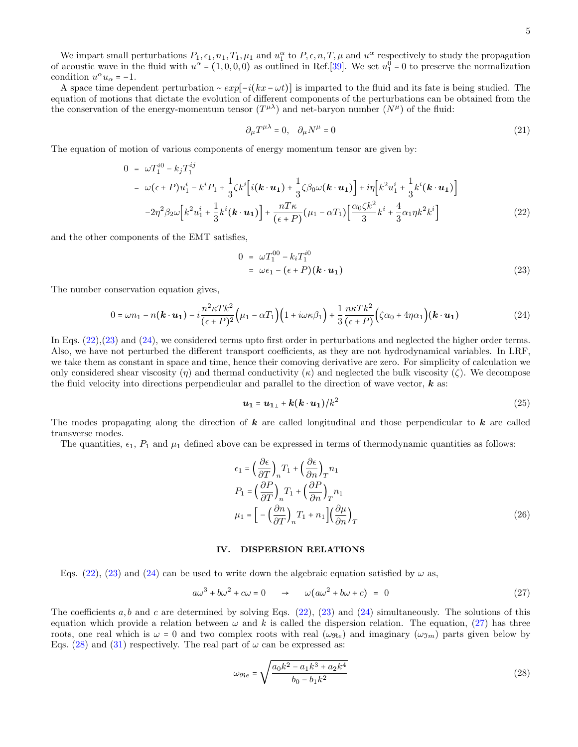We impart small perturbations $P_1, \epsilon_1, n_1, T_1, \mu_1$ and $u_1^\alpha$ to $P, \epsilon, n, T, \mu$ and $u^\alpha$ respectively to study the propagation of acoustic wave in the fluid with $u^\alpha = (1,0,0,0)$ as outlined in Ref.[39]. We set $u_1^0 = 0$ to preserve the normalization condition $u^\alpha u_\alpha = -1$.

A space time dependent perturbation $\sim exp[-i(kx - \omega t)]$ is imparted to the fluid and its fate is being studied. The equation of motions that dictate the evolution of different components of the perturbations can be obtained from the the conservation of the energy-momentum tensor ($T^{\mu\lambda}$) and net-baryon number ($N^\mu$) of the fluid:

$$\partial_\mu T^{\mu\lambda} = 0, \quad \partial_\mu N^\mu = 0 \tag{21}$$

The equation of motion of various components of energy momentum tensor are given by:

$$\begin{aligned}
0 &= \omega T_1^{i0} - k_j T_1^{ij} \\
&= \omega(\epsilon + P)u_1^i - k^i P_1 + \frac{1}{3}\zeta k^i \Big[ i(\boldsymbol{k}\cdot\boldsymbol{u_1}) + \frac{1}{3}\zeta\beta_0\omega(\boldsymbol{k}\cdot\boldsymbol{u_1}) \Big] + i\eta\Big[ k^2 u_1^i + \frac{1}{3}k^i(\boldsymbol{k}\cdot\boldsymbol{u_1}) \Big] \\
&\quad -2\eta^2\beta_2\omega\Big[ k^2 u_1^i + \frac{1}{3}k^i(\boldsymbol{k}\cdot\boldsymbol{u_1}) \Big] + \frac{nT\kappa}{(\epsilon+P)}(\mu_1 - \alpha T_1)\Big[ \frac{\alpha_0\zeta k^2}{3}k^i + \frac{4}{3}\alpha_1\eta k^2 k^i \Big]
\end{aligned} \tag{22}$$

and the other components of the EMT satisfies,

$$\begin{aligned}
0 &= \omega T_1^{00} - k_i T_1^{i0} \\
&= \omega\epsilon_1 - (\epsilon + P)(\boldsymbol{k}\cdot\boldsymbol{u_1})
\end{aligned} \tag{23}$$

The number conservation equation gives,

$$0 = \omega n_1 - n(\boldsymbol{k}\cdot\boldsymbol{u_1}) - i\frac{n^2\kappa T k^2}{(\epsilon+P)^2}\Big(\mu_1 - \alpha T_1\Big)\Big(1 + i\omega\kappa\beta_1\Big) + \frac{1}{3}\frac{n\kappa T k^2}{(\epsilon+P)}\Big(\zeta\alpha_0 + 4\eta\alpha_1\Big)(\boldsymbol{k}\cdot\boldsymbol{u_1}) \tag{24}$$

In Eqs. (22),(23) and (24), we considered terms upto first order in perturbations and neglected the higher order terms. Also, we have not perturbed the different transport coefficients, as they are not hydrodynamical variables. In LRF, we take them as constant in space and time, hence their comoving derivative are zero. For simplicity of calculation we only considered shear viscosity ($\eta$) and thermal conductivity ($\kappa$) and neglected the bulk viscosity ($\zeta$). We decompose the fluid velocity into directions perpendicular and parallel to the direction of wave vector, $\boldsymbol{k}$ as:

$$\boldsymbol{u_1} = \boldsymbol{u_1}_\perp + \boldsymbol{k}(\boldsymbol{k}\cdot\boldsymbol{u_1})/k^2 \tag{25}$$

The modes propagating along the direction of $\boldsymbol{k}$ are called longitudinal and those perpendicular to $\boldsymbol{k}$ are called transverse modes.

The quantities, $\epsilon_1$, $P_1$ and $\mu_1$ defined above can be expressed in terms of thermodynamic quantities as follows:

$$\begin{aligned}
\epsilon_1 &= \Big(\frac{\partial\epsilon}{\partial T}\Big)_n T_1 + \Big(\frac{\partial\epsilon}{\partial n}\Big)_T n_1 \\
P_1 &= \Big(\frac{\partial P}{\partial T}\Big)_n T_1 + \Big(\frac{\partial P}{\partial n}\Big)_T n_1 \\
\mu_1 &= \Big[ -\Big(\frac{\partial n}{\partial T}\Big)_n T_1 + n_1 \Big]\Big(\frac{\partial\mu}{\partial n}\Big)_T
\end{aligned} \tag{26}$$

## IV. DISPERSION RELATIONS

Eqs. (22), (23) and (24) can be used to write down the algebraic equation satisfied by $\omega$ as,

$$a\omega^3 + b\omega^2 + c\omega = 0 \quad \rightarrow \quad \omega(a\omega^2 + b\omega + c) = 0 \tag{27}$$

The coefficients $a, b$ and $c$ are determined by solving Eqs. (22), (23) and (24) simultaneously. The solutions of this equation which provide a relation between $\omega$ and $k$ is called the dispersion relation. The equation, (27) has three roots, one real which is $\omega = 0$ and two complex roots with real ($\omega_{\Re e}$) and imaginary ($\omega_{\Im m}$) parts given below by Eqs. (28) and (31) respectively. The real part of $\omega$ can be expressed as:

$$\omega_{\Re e} = \sqrt{\frac{a_0 k^2 - a_1 k^3 + a_2 k^4}{b_0 - b_1 k^2}} \tag{28}$$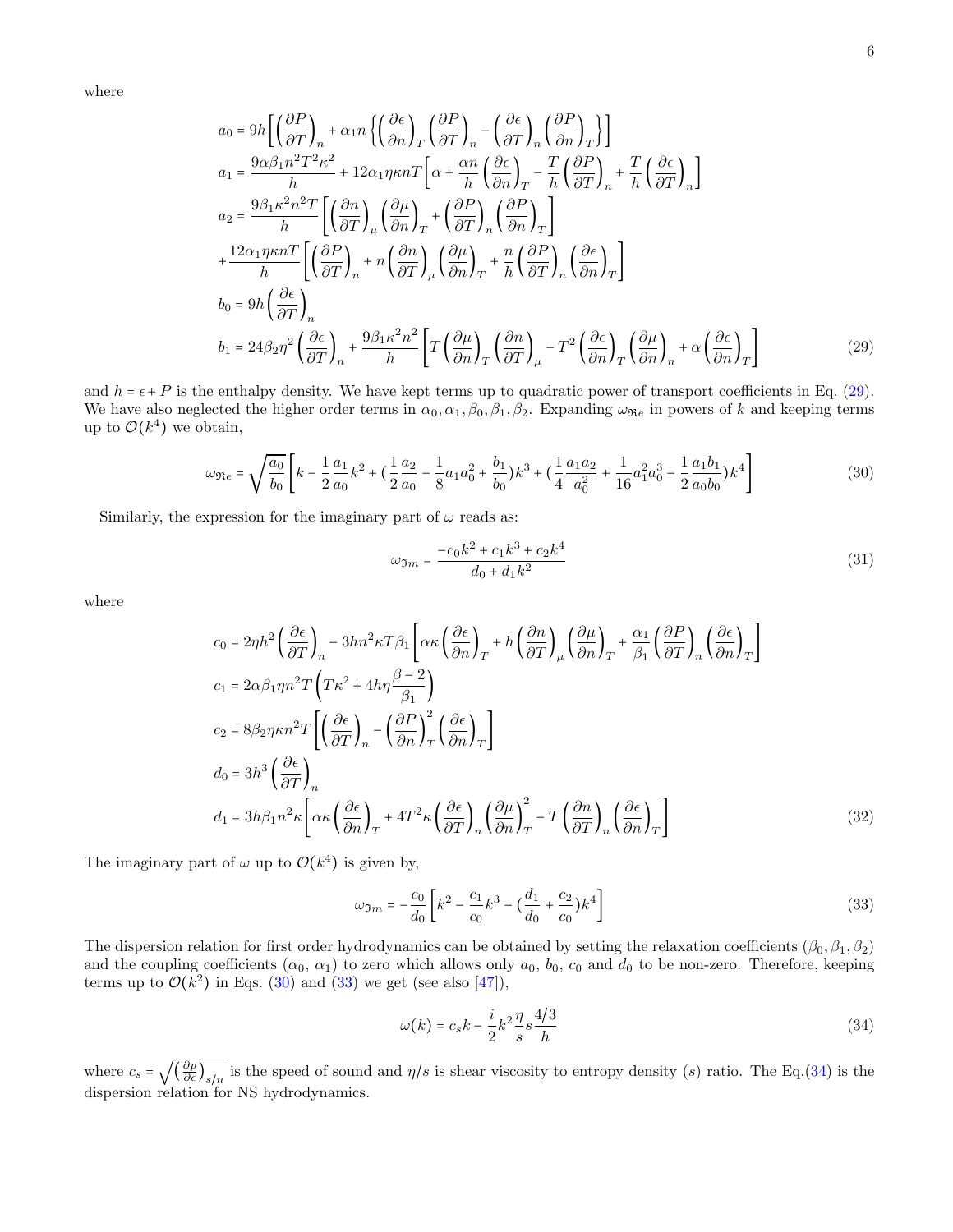where

$$
\begin{aligned}
a_0 &= 9h\left[\left(\frac{\partial P}{\partial T}\right)_n + \alpha_1 n\left\{\left(\frac{\partial \epsilon}{\partial n}\right)_T\left(\frac{\partial P}{\partial T}\right)_n - \left(\frac{\partial \epsilon}{\partial T}\right)_n\left(\frac{\partial P}{\partial n}\right)_T\right\}\right] \\
a_1 &= \frac{9\alpha\beta_1 n^2T^2\kappa^2}{h} + 12\alpha_1\eta\kappa nT\left[\alpha + \frac{\alpha n}{h}\left(\frac{\partial \epsilon}{\partial n}\right)_T - \frac{T}{h}\left(\frac{\partial P}{\partial T}\right)_n + \frac{T}{h}\left(\frac{\partial \epsilon}{\partial T}\right)_n\right] \\
a_2 &= \frac{9\beta_1\kappa^2n^2T}{h}\left[\left(\frac{\partial n}{\partial T}\right)_\mu\left(\frac{\partial \mu}{\partial n}\right)_T + \left(\frac{\partial P}{\partial T}\right)_n\left(\frac{\partial P}{\partial n}\right)_T\right] \\
&+ \frac{12\alpha_1\eta\kappa nT}{h}\left[\left(\frac{\partial P}{\partial T}\right)_n + n\left(\frac{\partial n}{\partial T}\right)_\mu\left(\frac{\partial \mu}{\partial n}\right)_T + \frac{n}{h}\left(\frac{\partial P}{\partial T}\right)_n\left(\frac{\partial \epsilon}{\partial n}\right)_T\right] \\
b_0 &= 9h\left(\frac{\partial \epsilon}{\partial T}\right)_n \\
b_1 &= 24\beta_2\eta^2\left(\frac{\partial \epsilon}{\partial T}\right)_n + \frac{9\beta_1\kappa^2n^2}{h}\left[T\left(\frac{\partial \mu}{\partial n}\right)_T\left(\frac{\partial n}{\partial T}\right)_\mu - T^2\left(\frac{\partial \epsilon}{\partial n}\right)_T\left(\frac{\partial \mu}{\partial n}\right)_n + \alpha\left(\frac{\partial \epsilon}{\partial n}\right)_T\right]
\end{aligned} \tag{29}
$$

and $h = \epsilon + P$ is the enthalpy density. We have kept terms up to quadratic power of transport coefficients in Eq. (29). We have also neglected the higher order terms in $\alpha_0, \alpha_1, \beta_0, \beta_1, \beta_2$. Expanding $\omega_{\Re e}$ in powers of $k$ and keeping terms up to $\mathcal{O}(k^4)$ we obtain,

$$
\omega_{\Re e} = \sqrt{\frac{a_0}{b_0}}\left[k - \frac{1}{2}\frac{a_1}{a_0}k^2 + \left(\frac{1}{2}\frac{a_2}{a_0} - \frac{1}{8}a_1a_0^2 + \frac{b_1}{b_0}\right)k^3 + \left(\frac{1}{4}\frac{a_1a_2}{a_0^2} + \frac{1}{16}a_1^2a_0^3 - \frac{1}{2}\frac{a_1b_1}{a_0b_0}\right)k^4\right] \tag{30}
$$

Similarly, the expression for the imaginary part of $\omega$ reads as:

$$
\omega_{\Im m} = \frac{-c_0k^2 + c_1k^3 + c_2k^4}{d_0 + d_1k^2} \tag{31}
$$

where

$$
\begin{aligned}
c_0 &= 2\eta h^2\left(\frac{\partial \epsilon}{\partial T}\right)_n - 3hn^2\kappa T\beta_1\left[\alpha\kappa\left(\frac{\partial \epsilon}{\partial n}\right)_T + h\left(\frac{\partial n}{\partial T}\right)_\mu\left(\frac{\partial \mu}{\partial n}\right)_T + \frac{\alpha_1}{\beta_1}\left(\frac{\partial P}{\partial T}\right)_n\left(\frac{\partial \epsilon}{\partial n}\right)_T\right] \\
c_1 &= 2\alpha\beta_1\eta n^2T\left(T\kappa^2 + 4h\eta\frac{\beta - 2}{\beta_1}\right) \\
c_2 &= 8\beta_2\eta\kappa n^2T\left[\left(\frac{\partial \epsilon}{\partial T}\right)_n - \left(\frac{\partial P}{\partial n}\right)_T^2\left(\frac{\partial \epsilon}{\partial n}\right)_T\right] \\
d_0 &= 3h^3\left(\frac{\partial \epsilon}{\partial T}\right)_n \\
d_1 &= 3h\beta_1n^2\kappa\left[\alpha\kappa\left(\frac{\partial \epsilon}{\partial n}\right)_T + 4T^2\kappa\left(\frac{\partial \epsilon}{\partial T}\right)_n\left(\frac{\partial \mu}{\partial n}\right)_T^2 - T\left(\frac{\partial n}{\partial T}\right)_n\left(\frac{\partial \epsilon}{\partial n}\right)_T\right]
\end{aligned} \tag{32}
$$

The imaginary part of $\omega$ up to $\mathcal{O}(k^4)$ is given by,

$$
\omega_{\Im m} = -\frac{c_0}{d_0}\left[k^2 - \frac{c_1}{c_0}k^3 - \left(\frac{d_1}{d_0} + \frac{c_2}{c_0}\right)k^4\right] \tag{33}
$$

The dispersion relation for first order hydrodynamics can be obtained by setting the relaxation coefficients ($\beta_0, \beta_1, \beta_2$) and the coupling coefficients ($\alpha_0$, $\alpha_1$) to zero which allows only $a_0$, $b_0$, $c_0$ and $d_0$ to be non-zero. Therefore, keeping terms up to $\mathcal{O}(k^2)$ in Eqs. (30) and (33) we get (see also [47]),

$$
\omega(k) = c_sk - \frac{i}{2}k^2\frac{\eta}{s}s\frac{4/3}{h} \tag{34}
$$

where $c_s = \sqrt{\left(\frac{\partial p}{\partial \epsilon}\right)_{s/n}}$ is the speed of sound and $\eta/s$ is shear viscosity to entropy density ($s$) ratio. The Eq.(34) is the dispersion relation for NS hydrodynamics.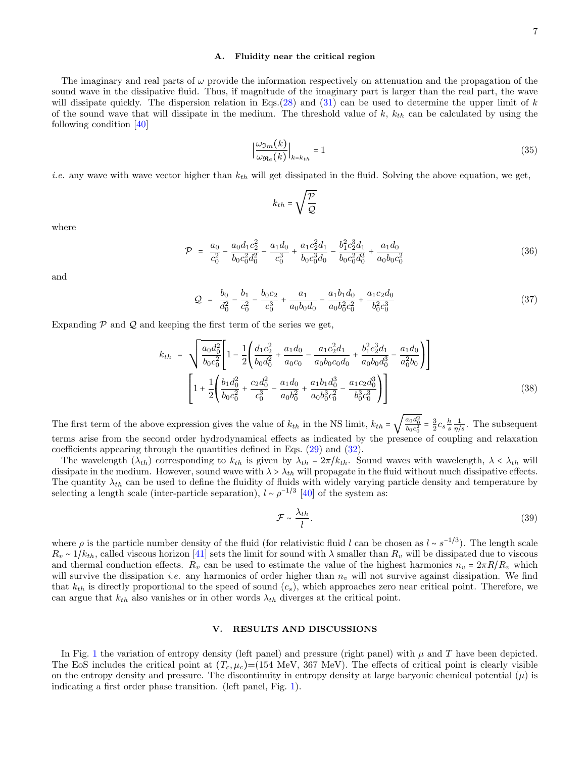### A. Fluidity near the critical region

The imaginary and real parts of $\omega$ provide the information respectively on attenuation and the propagation of the sound wave in the dissipative fluid. Thus, if magnitude of the imaginary part is larger than the real part, the wave will dissipate quickly. The dispersion relation in Eqs.(28) and (31) can be used to determine the upper limit of $k$ of the sound wave that will dissipate in the medium. The threshold value of $k$, $k_{th}$ can be calculated by using the following condition [40]

$$\Big|\frac{\omega_{\mathfrak{Im}}(k)}{\omega_{\mathfrak{Re}}(k)}\Big|_{k=k_{th}} = 1 \tag{35}$$

*i.e.* any wave with wave vector higher than $k_{th}$ will get dissipated in the fluid. Solving the above equation, we get,

$$k_{th} = \sqrt{\frac{\mathcal{P}}{\mathcal{Q}}}$$

where

$$\mathcal{P} \;=\; \frac{a_0}{c_0^2} - \frac{a_0 d_1 c_2^2}{b_0 c_0^2 d_0^2} - \frac{a_1 d_0}{c_0^3} + \frac{a_1 c_2^2 d_1}{b_0 c_0^3 d_0} - \frac{b_1^2 c_2^3 d_1}{b_0 c_0^2 d_0^3} + \frac{a_1 d_0}{a_0 b_0 c_0^2} \tag{36}$$

and

$$\mathcal{Q} \;=\; \frac{b_0}{d_0^2} - \frac{b_1}{c_0^2} - \frac{b_0 c_2}{c_0^3} + \frac{a_1}{a_0 b_0 d_0} - \frac{a_1 b_1 d_0}{a_0 b_0^2 c_0^2} + \frac{a_1 c_2 d_0}{b_0^2 c_0^3} \tag{37}$$

Expanding $\mathcal{P}$ and $\mathcal{Q}$ and keeping the first term of the series we get,

$$\begin{aligned} k_{th} \;=\; & \sqrt{\frac{a_0 d_0^2}{b_0 c_0^2}}\left[1 - \frac{1}{2}\left(\frac{d_1 c_2^2}{b_0 d_0^2} + \frac{a_1 d_0}{a_0 c_0} - \frac{a_1 c_2^2 d_1}{a_0 b_0 c_0 d_0} + \frac{b_1^2 c_2^3 d_1}{a_0 b_0 d_0^3} - \frac{a_1 d_0}{a_0^2 b_0}\right)\right] \\ & \left[1 + \frac{1}{2}\left(\frac{b_1 d_0^2}{b_0 c_0^2} + \frac{c_2 d_0^2}{c_0^3} - \frac{a_1 d_0}{a_0 b_0^2} + \frac{a_1 b_1 d_0^3}{a_0 b_0^3 c_0^2} - \frac{a_1 c_2 d_0^3}{b_0^3 c_0^3}\right)\right] \end{aligned} \tag{38}$$

The first term of the above expression gives the value of $k_{th}$ in the NS limit, $k_{th} = \sqrt{\frac{a_0 d_0^2}{b_0 c_0^2}} = \frac{3}{2} c_s \frac{h}{s} \frac{1}{\eta/s}$. The subsequent terms arise from the second order hydrodynamical effects as indicated by the presence of coupling and relaxation coefficients appearing through the quantities defined in Eqs. (29) and (32).

The wavelength ($\lambda_{th}$) corresponding to $k_{th}$ is given by $\lambda_{th} = 2\pi/k_{th}$. Sound waves with wavelength, $\lambda < \lambda_{th}$ will dissipate in the medium. However, sound wave with $\lambda > \lambda_{th}$ will propagate in the fluid without much dissipative effects. The quantity $\lambda_{th}$ can be used to define the fluidity of fluids with widely varying particle density and temperature by selecting a length scale (inter-particle separation), $l \sim \rho^{-1/3}$ [40] of the system as:

$$\mathcal{F} \sim \frac{\lambda_{th}}{l}. \tag{39}$$

where $\rho$ is the particle number density of the fluid (for relativistic fluid $l$ can be chosen as $l \sim s^{-1/3}$). The length scale $R_v \sim 1/k_{th}$, called viscous horizon [41] sets the limit for sound with $\lambda$ smaller than $R_v$ will be dissipated due to viscous and thermal conduction effects. $R_v$ can be used to estimate the value of the highest harmonics $n_v = 2\pi R/R_v$ which will survive the dissipation *i.e.* any harmonics of order higher than $n_v$ will not survive against dissipation. We find that $k_{th}$ is directly proportional to the speed of sound ($c_s$), which approaches zero near critical point. Therefore, we can argue that $k_{th}$ also vanishes or in other words $\lambda_{th}$ diverges at the critical point.

## V. RESULTS AND DISCUSSIONS

In Fig. 1 the variation of entropy density (left panel) and pressure (right panel) with $\mu$ and $T$ have been depicted. The EoS includes the critical point at $(T_c, \mu_c)$=(154 MeV, 367 MeV). The effects of critical point is clearly visible on the entropy density and pressure. The discontinuity in entropy density at large baryonic chemical potential ($\mu$) is indicating a first order phase transition. (left panel, Fig. 1).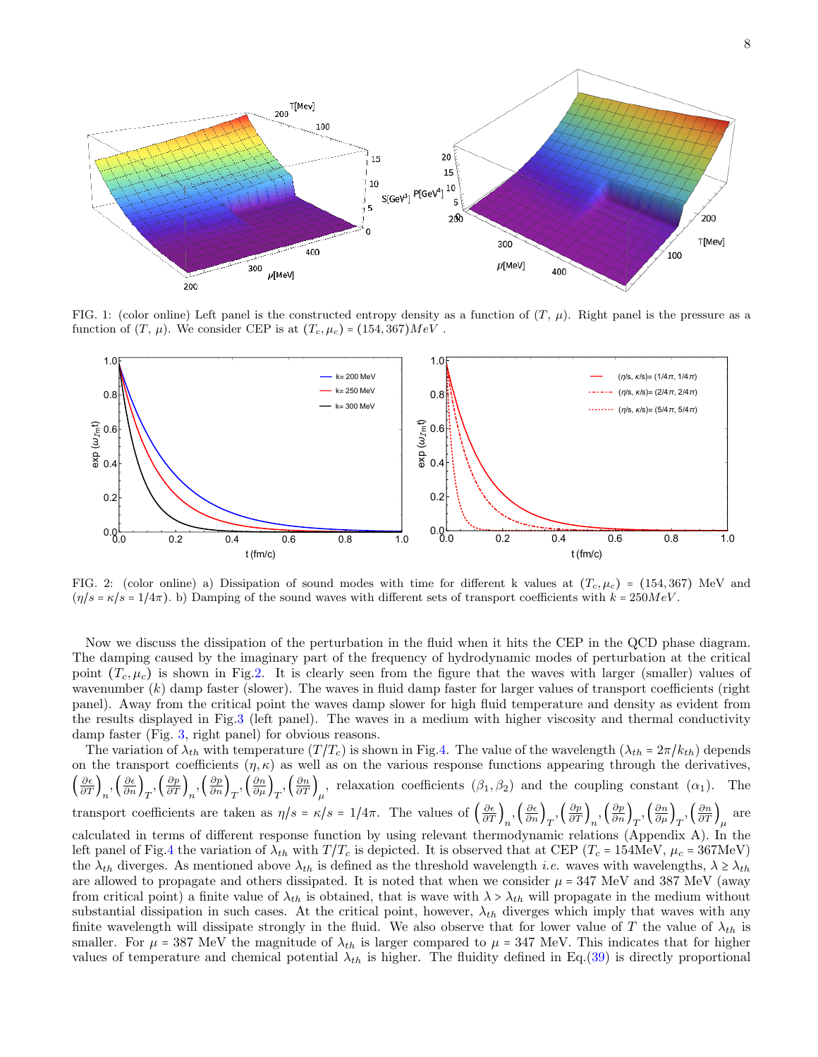FIG. 1: (color online) Left panel is the constructed entropy density as a function of $(T, \mu)$. Right panel is the pressure as a function of $(T, \mu)$. We consider CEP is at $(T_c, \mu_c) = (154, 367) MeV$ .

FIG. 2: (color online) a) Dissipation of sound modes with time for different k values at $(T_c, \mu_c)$ = (154, 367) MeV and $(\eta/s = \kappa/s = 1/4\pi)$. b) Damping of the sound waves with different sets of transport coefficients with $k = 250 MeV$.

Now we discuss the dissipation of the perturbation in the fluid when it hits the CEP in the QCD phase diagram. The damping caused by the imaginary part of the frequency of hydrodynamic modes of perturbation at the critical point $(T_c, \mu_c)$ is shown in Fig.2. It is clearly seen from the figure that the waves with larger (smaller) values of wavenumber ($k$) damp faster (slower). The waves in fluid damp faster for larger values of transport coefficients (right panel). Away from the critical point the waves damp slower for high fluid temperature and density as evident from the results displayed in Fig.3 (left panel). The waves in a medium with higher viscosity and thermal conductivity damp faster (Fig. 3, right panel) for obvious reasons.

The variation of $\lambda_{th}$ with temperature $(T/T_c)$ is shown in Fig.4. The value of the wavelength ($\lambda_{th} = 2\pi/k_{th}$) depends on the transport coefficients $(\eta, \kappa)$ as well as on the various response functions appearing through the derivatives, $\left(\frac{\partial \epsilon}{\partial T}\right)_n, \left(\frac{\partial \epsilon}{\partial n}\right)_T, \left(\frac{\partial p}{\partial T}\right)_n, \left(\frac{\partial p}{\partial n}\right)_T, \left(\frac{\partial n}{\partial \mu}\right)_T, \left(\frac{\partial n}{\partial T}\right)_\mu$, relaxation coefficients $(\beta_1, \beta_2)$ and the coupling constant $(\alpha_1)$. The transport coefficients are taken as $\eta/s = \kappa/s = 1/4\pi$. The values of $\left(\frac{\partial \epsilon}{\partial T}\right)_n, \left(\frac{\partial \epsilon}{\partial n}\right)_T, \left(\frac{\partial p}{\partial T}\right)_n, \left(\frac{\partial p}{\partial n}\right)_T, \left(\frac{\partial n}{\partial \mu}\right)_T, \left(\frac{\partial n}{\partial T}\right)_\mu$ are calculated in terms of different response function by using relevant thermodynamic relations (Appendix A). In the left panel of Fig.4 the variation of $\lambda_{th}$ with $T/T_c$ is depicted. It is observed that at CEP ($T_c$ = 154MeV, $\mu_c$ = 367MeV) the $\lambda_{th}$ diverges. As mentioned above $\lambda_{th}$ is defined as the threshold wavelength *i.e.* waves with wavelengths, $\lambda \geq \lambda_{th}$ are allowed to propagate and others dissipated. It is noted that when we consider $\mu$ = 347 MeV and 387 MeV (away from critical point) a finite value of $\lambda_{th}$ is obtained, that is wave with $\lambda > \lambda_{th}$ will propagate in the medium without substantial dissipation in such cases. At the critical point, however, $\lambda_{th}$ diverges which imply that waves with any finite wavelength will dissipate strongly in the fluid. We also observe that for lower value of $T$ the value of $\lambda_{th}$ is smaller. For $\mu$ = 387 MeV the magnitude of $\lambda_{th}$ is larger compared to $\mu$ = 347 MeV. This indicates that for higher values of temperature and chemical potential $\lambda_{th}$ is higher. The fluidity defined in Eq.(39) is directly proportional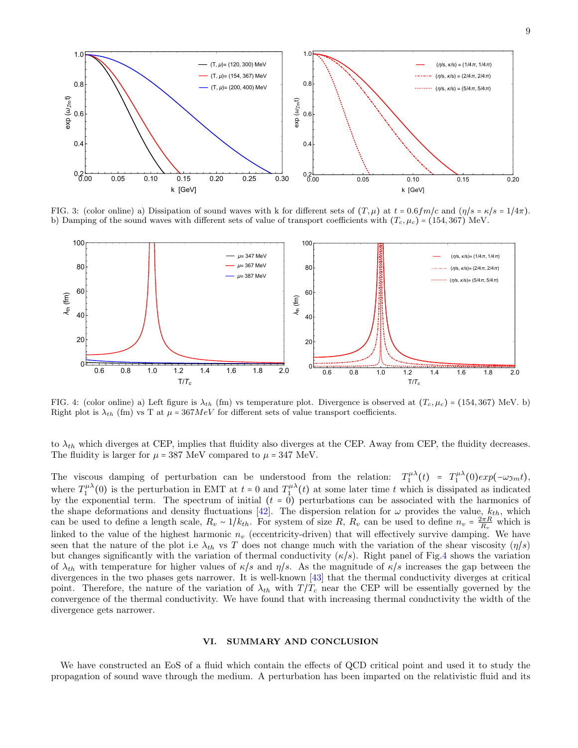FIG. 3: (color online) a) Dissipation of sound waves with k for different sets of $(T, \mu)$ at $t = 0.6 fm/c$ and $(\eta/s = \kappa/s = 1/4\pi)$. b) Damping of the sound waves with different sets of value of transport coefficients with $(T_c, \mu_c) = (154, 367)$ MeV.

FIG. 4: (color online) a) Left figure is $\lambda_{th}$ (fm) vs temperature plot. Divergence is observed at $(T_c, \mu_c) = (154, 367)$ MeV. b) Right plot is $\lambda_{th}$ (fm) vs T at $\mu = 367 MeV$ for different sets of value transport coefficients.

to $\lambda_{th}$ which diverges at CEP, implies that fluidity also diverges at the CEP. Away from CEP, the fluidity decreases. The fluidity is larger for $\mu = 387$ MeV compared to $\mu = 347$ MeV.

The viscous damping of perturbation can be understood from the relation: $T_1^{\mu\lambda}(t) = T_1^{\mu\lambda}(0)exp(-\omega_{\Im m}t)$, where $T_1^{\mu\lambda}(0)$ is the perturbation in EMT at $t = 0$ and $T_1^{\mu\lambda}(t)$ at some later time $t$ which is dissipated as indicated by the exponential term. The spectrum of initial $(t = 0)$ perturbations can be associated with the harmonics of the shape deformations and density fluctuations [42]. The dispersion relation for $\omega$ provides the value, $k_{th}$, which can be used to define a length scale, $R_v \sim 1/k_{th}$. For system of size $R$, $R_v$ can be used to define $n_v = \frac{2\pi R}{R_v}$ which is linked to the value of the highest harmonic $n_v$ (eccentricity-driven) that will effectively survive damping. We have seen that the nature of the plot i.e $\lambda_{th}$ vs $T$ does not change much with the variation of the shear viscosity $(\eta/s)$ but changes significantly with the variation of thermal conductivity $(\kappa/s)$. Right panel of Fig.4 shows the variation of $\lambda_{th}$ with temperature for higher values of $\kappa/s$ and $\eta/s$. As the magnitude of $\kappa/s$ increases the gap between the divergences in the two phases gets narrower. It is well-known [43] that the thermal conductivity diverges at critical point. Therefore, the nature of the variation of $\lambda_{th}$ with $T/T_c$ near the CEP will be essentially governed by the convergence of the thermal conductivity. We have found that with increasing thermal conductivity the width of the divergence gets narrower.

## VI. SUMMARY AND CONCLUSION

We have constructed an EoS of a fluid which contain the effects of QCD critical point and used it to study the propagation of sound wave through the medium. A perturbation has been imparted on the relativistic fluid and its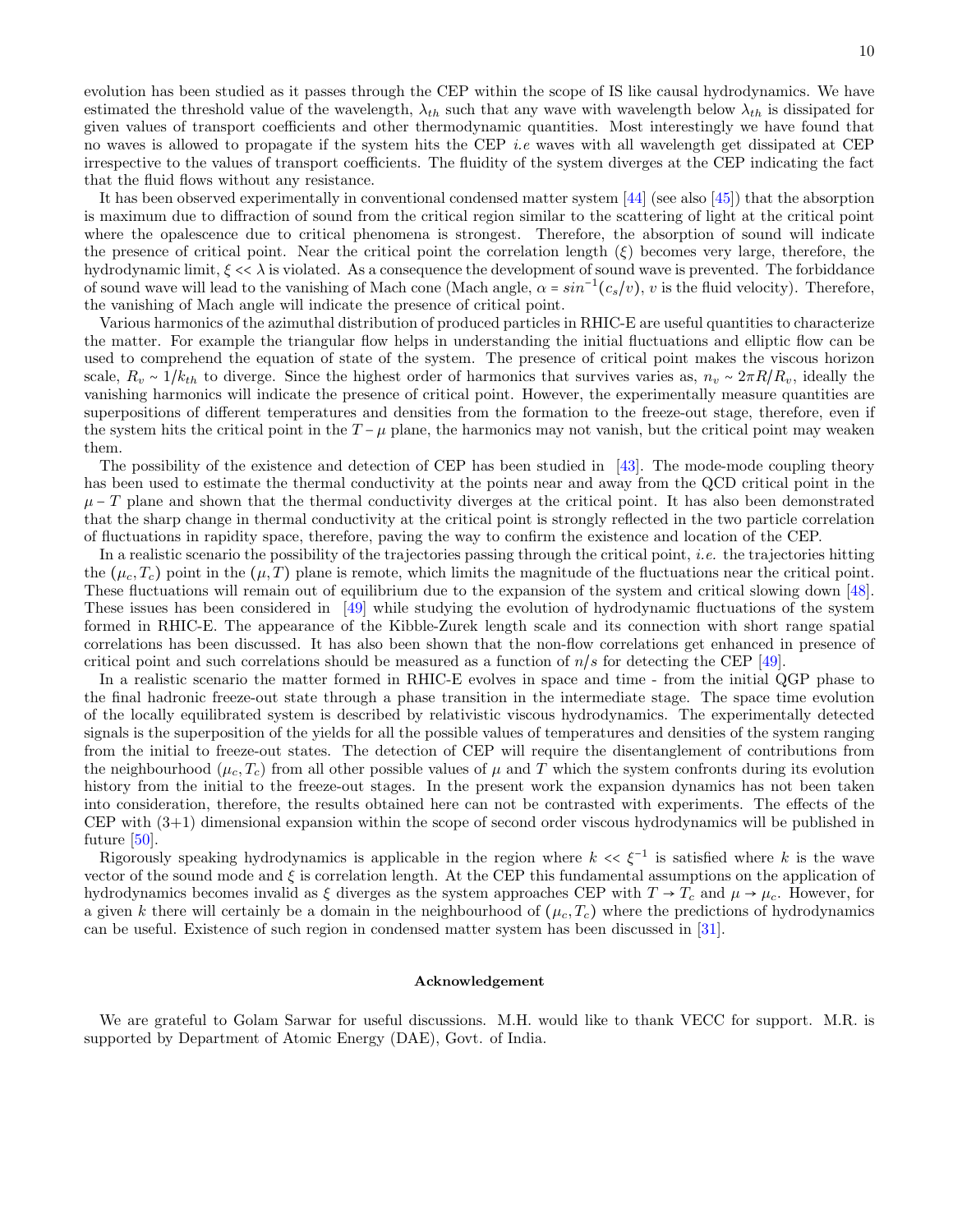evolution has been studied as it passes through the CEP within the scope of IS like causal hydrodynamics. We have estimated the threshold value of the wavelength, $\lambda_{th}$ such that any wave with wavelength below $\lambda_{th}$ is dissipated for given values of transport coefficients and other thermodynamic quantities. Most interestingly we have found that no waves is allowed to propagate if the system hits the CEP *i.e* waves with all wavelength get dissipated at CEP irrespective to the values of transport coefficients. The fluidity of the system diverges at the CEP indicating the fact that the fluid flows without any resistance.

It has been observed experimentally in conventional condensed matter system [44] (see also [45]) that the absorption is maximum due to diffraction of sound from the critical region similar to the scattering of light at the critical point where the opalescence due to critical phenomena is strongest. Therefore, the absorption of sound will indicate the presence of critical point. Near the critical point the correlation length ($\xi$) becomes very large, therefore, the hydrodynamic limit, $\xi << \lambda$ is violated. As a consequence the development of sound wave is prevented. The forbiddance of sound wave will lead to the vanishing of Mach cone (Mach angle, $\alpha = sin^{-1}(c_s/v)$, $v$ is the fluid velocity). Therefore, the vanishing of Mach angle will indicate the presence of critical point.

Various harmonics of the azimuthal distribution of produced particles in RHIC-E are useful quantities to characterize the matter. For example the triangular flow helps in understanding the initial fluctuations and elliptic flow can be used to comprehend the equation of state of the system. The presence of critical point makes the viscous horizon scale, $R_v \sim 1/k_{th}$ to diverge. Since the highest order of harmonics that survives varies as, $n_v \sim 2\pi R/R_v$, ideally the vanishing harmonics will indicate the presence of critical point. However, the experimentally measure quantities are superpositions of different temperatures and densities from the formation to the freeze-out stage, therefore, even if the system hits the critical point in the $T-\mu$ plane, the harmonics may not vanish, but the critical point may weaken them.

The possibility of the existence and detection of CEP has been studied in [43]. The mode-mode coupling theory has been used to estimate the thermal conductivity at the points near and away from the QCD critical point in the $\mu - T$ plane and shown that the thermal conductivity diverges at the critical point. It has also been demonstrated that the sharp change in thermal conductivity at the critical point is strongly reflected in the two particle correlation of fluctuations in rapidity space, therefore, paving the way to confirm the existence and location of the CEP.

In a realistic scenario the possibility of the trajectories passing through the critical point, *i.e.* the trajectories hitting the $(\mu_c, T_c)$ point in the $(\mu, T)$ plane is remote, which limits the magnitude of the fluctuations near the critical point. These fluctuations will remain out of equilibrium due to the expansion of the system and critical slowing down [48]. These issues has been considered in [49] while studying the evolution of hydrodynamic fluctuations of the system formed in RHIC-E. The appearance of the Kibble-Zurek length scale and its connection with short range spatial correlations has been discussed. It has also been shown that the non-flow correlations get enhanced in presence of critical point and such correlations should be measured as a function of $n/s$ for detecting the CEP [49].

In a realistic scenario the matter formed in RHIC-E evolves in space and time - from the initial QGP phase to the final hadronic freeze-out state through a phase transition in the intermediate stage. The space time evolution of the locally equilibrated system is described by relativistic viscous hydrodynamics. The experimentally detected signals is the superposition of the yields for all the possible values of temperatures and densities of the system ranging from the initial to freeze-out states. The detection of CEP will require the disentanglement of contributions from the neighbourhood $(\mu_c, T_c)$ from all other possible values of $\mu$ and $T$ which the system confronts during its evolution history from the initial to the freeze-out stages. In the present work the expansion dynamics has not been taken into consideration, therefore, the results obtained here can not be contrasted with experiments. The effects of the CEP with (3+1) dimensional expansion within the scope of second order viscous hydrodynamics will be published in future [50].

Rigorously speaking hydrodynamics is applicable in the region where $k << \xi^{-1}$ is satisfied where $k$ is the wave vector of the sound mode and $\xi$ is correlation length. At the CEP this fundamental assumptions on the application of hydrodynamics becomes invalid as $\xi$ diverges as the system approaches CEP with $T \to T_c$ and $\mu \to \mu_c$. However, for a given $k$ there will certainly be a domain in the neighbourhood of $(\mu_c, T_c)$ where the predictions of hydrodynamics can be useful. Existence of such region in condensed matter system has been discussed in [31].

## Acknowledgement

We are grateful to Golam Sarwar for useful discussions. M.H. would like to thank VECC for support. M.R. is supported by Department of Atomic Energy (DAE), Govt. of India.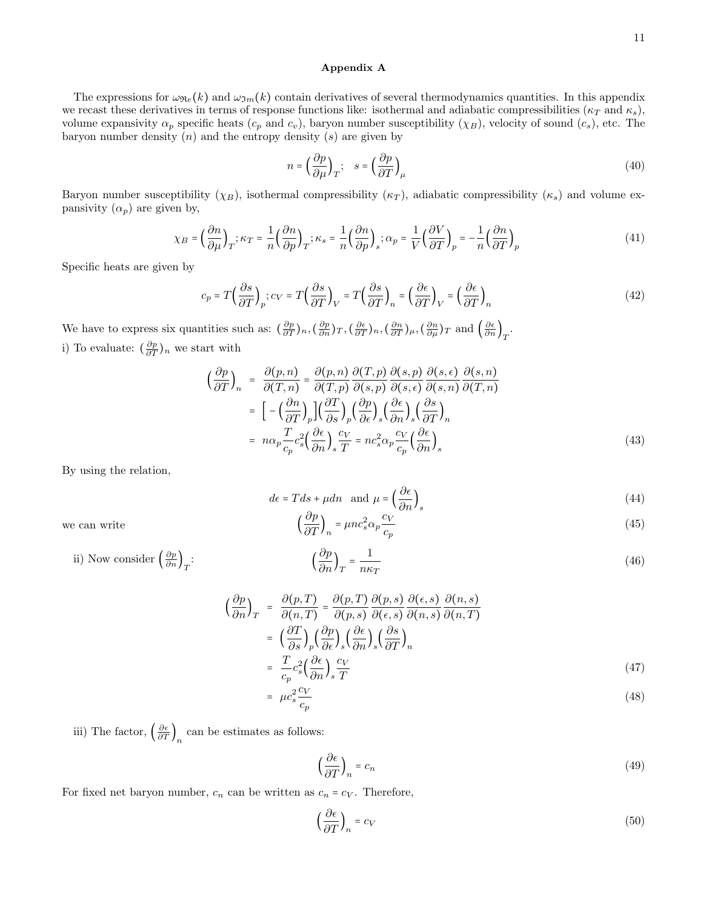## Appendix A

The expressions for $\omega_{\Re e}(k)$ and $\omega_{\Im m}(k)$ contain derivatives of several thermodynamics quantities. In this appendix we recast these derivatives in terms of response functions like: isothermal and adiabatic compressibilities ($\kappa_T$ and $\kappa_s$), volume expansivity $\alpha_p$ specific heats ($c_p$ and $c_v$), baryon number susceptibility ($\chi_B$), velocity of sound ($c_s$), etc. The baryon number density ($n$) and the entropy density ($s$) are given by

$$n = \Big(\frac{\partial p}{\partial \mu}\Big)_T; \quad s = \Big(\frac{\partial p}{\partial T}\Big)_\mu \tag{40}$$

Baryon number susceptibility ($\chi_B$), isothermal compressibility ($\kappa_T$), adiabatic compressibility ($\kappa_s$) and volume expansivity ($\alpha_p$) are given by,

$$\chi_B = \Big(\frac{\partial n}{\partial \mu}\Big)_T; \kappa_T = \frac{1}{n}\Big(\frac{\partial n}{\partial p}\Big)_T; \kappa_s = \frac{1}{n}\Big(\frac{\partial n}{\partial p}\Big)_s; \alpha_p = \frac{1}{V}\Big(\frac{\partial V}{\partial T}\Big)_p = -\frac{1}{n}\Big(\frac{\partial n}{\partial T}\Big)_p \tag{41}$$

Specific heats are given by

$$c_p = T\Big(\frac{\partial s}{\partial T}\Big)_p; c_V = T\Big(\frac{\partial s}{\partial T}\Big)_V = T\Big(\frac{\partial s}{\partial T}\Big)_n = \Big(\frac{\partial \epsilon}{\partial T}\Big)_V = \Big(\frac{\partial \epsilon}{\partial T}\Big)_n \tag{42}$$

We have to express six quantities such as: $(\frac{\partial p}{\partial T})_n, (\frac{\partial p}{\partial n})_T, (\frac{\partial \epsilon}{\partial T})_n, (\frac{\partial n}{\partial T})_\mu, (\frac{\partial n}{\partial \mu})_T$ and $\Big(\frac{\partial \epsilon}{\partial n}\Big)_T$.

i) To evaluate: $(\frac{\partial p}{\partial T})_n$ we start with

$$\begin{aligned}
\Big(\frac{\partial p}{\partial T}\Big)_n &= \frac{\partial(p,n)}{\partial(T,n)} = \frac{\partial(p,n)}{\partial(T,p)}\frac{\partial(T,p)}{\partial(s,p)}\frac{\partial(s,p)}{\partial(s,\epsilon)}\frac{\partial(s,\epsilon)}{\partial(s,n)}\frac{\partial(s,n)}{\partial(T,n)} \\
&= \Big[-\Big(\frac{\partial n}{\partial T}\Big)_p\Big]\Big(\frac{\partial T}{\partial s}\Big)_p\Big(\frac{\partial p}{\partial \epsilon}\Big)_s\Big(\frac{\partial \epsilon}{\partial n}\Big)_s\Big(\frac{\partial s}{\partial T}\Big)_n \\
&= n\alpha_p\frac{T}{c_p}c_s^2\Big(\frac{\partial \epsilon}{\partial n}\Big)_s\frac{c_V}{T} = nc_s^2\alpha_p\frac{c_V}{c_p}\Big(\frac{\partial \epsilon}{\partial n}\Big)_s
\end{aligned} \tag{43}$$

By using the relation,

$$d\epsilon = Tds + \mu dn \quad \text{and } \mu = \Big(\frac{\partial \epsilon}{\partial n}\Big)_s \tag{44}$$

we can write

$$\Big(\frac{\partial p}{\partial T}\Big)_n = \mu n c_s^2 \alpha_p \frac{c_V}{c_p} \tag{45}$$

ii) Now consider $\Big(\frac{\partial p}{\partial n}\Big)_T$:

$$\Big(\frac{\partial p}{\partial n}\Big)_T = \frac{1}{n\kappa_T} \tag{46}$$

$$\begin{aligned}
\Big(\frac{\partial p}{\partial n}\Big)_T &= \frac{\partial(p,T)}{\partial(n,T)} = \frac{\partial(p,T)}{\partial(p,s)}\frac{\partial(p,s)}{\partial(\epsilon,s)}\frac{\partial(\epsilon,s)}{\partial(n,s)}\frac{\partial(n,s)}{\partial(n,T)} \\
&= \Big(\frac{\partial T}{\partial s}\Big)_p\Big(\frac{\partial p}{\partial \epsilon}\Big)_s\Big(\frac{\partial \epsilon}{\partial n}\Big)_s\Big(\frac{\partial s}{\partial T}\Big)_n \\
&= \frac{T}{c_p}c_s^2\Big(\frac{\partial \epsilon}{\partial n}\Big)_s\frac{c_V}{T}
\end{aligned} \tag{47}$$

$$= \mu c_s^2 \frac{c_V}{c_p} \tag{48}$$

iii) The factor, $\Big(\frac{\partial \epsilon}{\partial T}\Big)_n$ can be estimates as follows:

$$\Big(\frac{\partial \epsilon}{\partial T}\Big)_n = c_n \tag{49}$$

For fixed net baryon number, $c_n$ can be written as $c_n = c_V$. Therefore,

$$\Big(\frac{\partial \epsilon}{\partial T}\Big)_n = c_V \tag{50}$$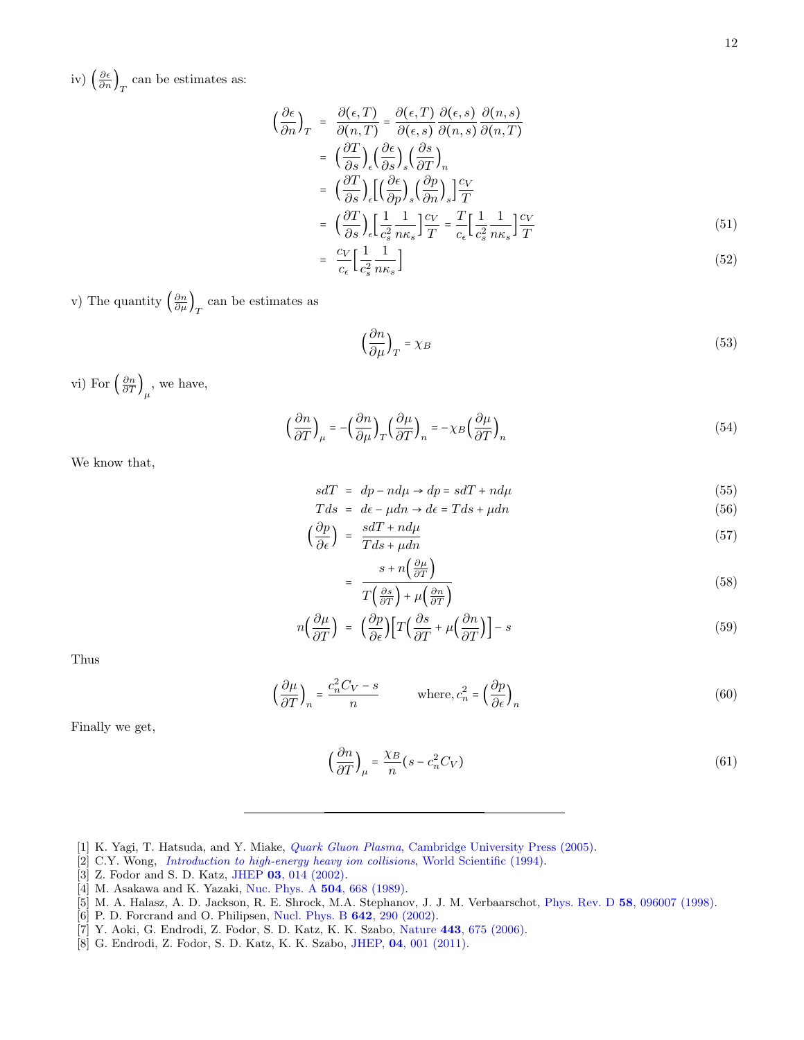iv) $\left(\frac{\partial \epsilon}{\partial n}\right)_T$ can be estimates as:

$$
\begin{aligned}
\left(\frac{\partial \epsilon}{\partial n}\right)_T &= \frac{\partial(\epsilon, T)}{\partial(n, T)} = \frac{\partial(\epsilon, T)}{\partial(\epsilon, s)} \frac{\partial(\epsilon, s)}{\partial(n, s)} \frac{\partial(n, s)}{\partial(n, T)} \\
&= \left(\frac{\partial T}{\partial s}\right)_\epsilon \left(\frac{\partial \epsilon}{\partial s}\right)_s \left(\frac{\partial s}{\partial T}\right)_n \\
&= \left(\frac{\partial T}{\partial s}\right)_\epsilon \left[\left(\frac{\partial \epsilon}{\partial p}\right)_s \left(\frac{\partial p}{\partial n}\right)_s\right] \frac{c_V}{T} \\
&= \left(\frac{\partial T}{\partial s}\right)_\epsilon \left[\frac{1}{c_s^2} \frac{1}{n\kappa_s}\right] \frac{c_V}{T} = \frac{T}{c_\epsilon}\left[\frac{1}{c_s^2} \frac{1}{n\kappa_s}\right] \frac{c_V}{T} \qquad (51) \\
&= \frac{c_V}{c_\epsilon}\left[\frac{1}{c_s^2} \frac{1}{n\kappa_s}\right] \qquad (52)
\end{aligned}
$$

v) The quantity $\left(\frac{\partial n}{\partial \mu}\right)_T$ can be estimates as

$$
\left(\frac{\partial n}{\partial \mu}\right)_T = \chi_B \qquad (53)
$$

vi) For $\left(\frac{\partial n}{\partial T}\right)_\mu$, we have,

$$
\left(\frac{\partial n}{\partial T}\right)_\mu = -\left(\frac{\partial n}{\partial \mu}\right)_T \left(\frac{\partial \mu}{\partial T}\right)_n = -\chi_B \left(\frac{\partial \mu}{\partial T}\right)_n \qquad (54)
$$

We know that,

$$
\begin{aligned}
s dT &= dp - n d\mu \rightarrow dp = s dT + n d\mu \qquad (55) \\
T ds &= d\epsilon - \mu dn \rightarrow d\epsilon = T ds + \mu dn \qquad (56) \\
\left(\frac{\partial p}{\partial \epsilon}\right) &= \frac{s dT + n d\mu}{T ds + \mu dn} \qquad (57) \\
&= \frac{s + n\left(\frac{\partial \mu}{\partial T}\right)}{T\left(\frac{\partial s}{\partial T}\right) + \mu\left(\frac{\partial n}{\partial T}\right)} \qquad (58) \\
n\left(\frac{\partial \mu}{\partial T}\right) &= \left(\frac{\partial p}{\partial \epsilon}\right)\left[T\left(\frac{\partial s}{\partial T} + \mu\left(\frac{\partial n}{\partial T}\right)\right] - s \qquad (59)
\end{aligned}
$$

Thus

$$
\left(\frac{\partial \mu}{\partial T}\right)_n = \frac{c_n^2 C_V - s}{n} \qquad \text{where, } c_n^2 = \left(\frac{\partial p}{\partial \epsilon}\right)_n \qquad (60)
$$

Finally we get,

$$
\left(\frac{\partial n}{\partial T}\right)_\mu = \frac{\chi_B}{n}(s - c_n^2 C_V) \qquad (61)
$$

---

[1] K. Yagi, T. Hatsuda, and Y. Miake, *Quark Gluon Plasma*, Cambridge University Press (2005).
[2] C.Y. Wong, *Introduction to high-energy heavy ion collisions*, World Scientific (1994).
[3] Z. Fodor and S. D. Katz, JHEP **03**, 014 (2002).
[4] M. Asakawa and K. Yazaki, Nuc. Phys. A **504**, 668 (1989).
[5] M. A. Halasz, A. D. Jackson, R. E. Shrock, M.A. Stephanov, J. J. M. Verbaarschot, Phys. Rev. D **58**, 096007 (1998).
[6] P. D. Forcrand and O. Philipsen, Nucl. Phys. B **642**, 290 (2002).
[7] Y. Aoki, G. Endrodi, Z. Fodor, S. D. Katz, K. K. Szabo, Nature **443**, 675 (2006).
[8] G. Endrodi, Z. Fodor, S. D. Katz, K. K. Szabo, JHEP, **04**, 001 (2011).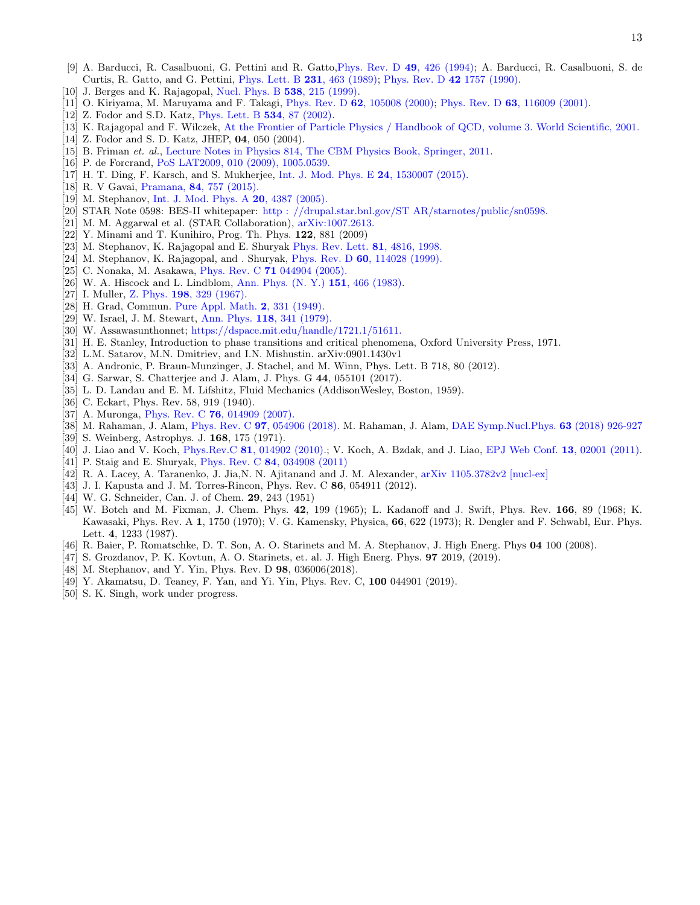[9] A. Barducci, R. Casalbuoni, G. Pettini and R. Gatto,Phys. Rev. D **49**, 426 (1994); A. Barducci, R. Casalbuoni, S. de Curtis, R. Gatto, and G. Pettini, Phys. Lett. B **231**, 463 (1989); Phys. Rev. D **42** 1757 (1990).

[10] J. Berges and K. Rajagopal, Nucl. Phys. B **538**, 215 (1999).

[11] O. Kiriyama, M. Maruyama and F. Takagi, Phys. Rev. D **62**, 105008 (2000); Phys. Rev. D **63**, 116009 (2001).

[12] Z. Fodor and S.D. Katz, Phys. Lett. B **534**, 87 (2002).

[13] K. Rajagopal and F. Wilczek, At the Frontier of Particle Physics / Handbook of QCD, volume 3. World Scientific, 2001.

[14] Z. Fodor and S. D. Katz, JHEP, **04**, 050 (2004).

[15] B. Friman *et. al.*, Lecture Notes in Physics 814, The CBM Physics Book, Springer, 2011.

[16] P. de Forcrand, PoS LAT2009, 010 (2009), 1005.0539.

[17] H. T. Ding, F. Karsch, and S. Mukherjee, Int. J. Mod. Phys. E **24**, 1530007 (2015).

[18] R. V Gavai, Pramana, **84**, 757 (2015).

[19] M. Stephanov, Int. J. Mod. Phys. A **20**, 4387 (2005).

[20] STAR Note 0598: BES-II whitepaper: http : //drupal.star.bnl.gov/ST AR/starnotes/public/sn0598.

[21] M. M. Aggarwal et al. (STAR Collaboration), arXiv:1007.2613.

[22] Y. Minami and T. Kunihiro, Prog. Th. Phys. **122**, 881 (2009)

[23] M. Stephanov, K. Rajagopal and E. Shuryak Phys. Rev. Lett. **81**, 4816, 1998.

[24] M. Stephanov, K. Rajagopal, and . Shuryak, Phys. Rev. D **60**, 114028 (1999).

[25] C. Nonaka, M. Asakawa, Phys. Rev. C **71** 044904 (2005).

[26] W. A. Hiscock and L. Lindblom, Ann. Phys. (N. Y.) **151**, 466 (1983).

[27] I. Muller, Z. Phys. **198**, 329 (1967).

[28] H. Grad, Commun. Pure Appl. Math. **2**, 331 (1949).

[29] W. Israel, J. M. Stewart, Ann. Phys. **118**, 341 (1979).

[30] W. Assawasunthonnet; https://dspace.mit.edu/handle/1721.1/51611.

[31] H. E. Stanley, Introduction to phase transitions and critical phenomena, Oxford University Press, 1971.

[32] L.M. Satarov, M.N. Dmitriev, and I.N. Mishustin. arXiv:0901.1430v1

[33] A. Andronic, P. Braun-Munzinger, J. Stachel, and M. Winn, Phys. Lett. B 718, 80 (2012).

[34] G. Sarwar, S. Chatterjee and J. Alam, J. Phys. G **44**, 055101 (2017).

[35] L. D. Landau and E. M. Lifshitz, Fluid Mechanics (AddisonWesley, Boston, 1959).

[36] C. Eckart, Phys. Rev. 58, 919 (1940).

[37] A. Muronga, Phys. Rev. C **76**, 014909 (2007).

[38] M. Rahaman, J. Alam, Phys. Rev. C **97**, 054906 (2018). M. Rahaman, J. Alam, DAE Symp.Nucl.Phys. **63** (2018) 926-927

[39] S. Weinberg, Astrophys. J. **168**, 175 (1971).

[40] J. Liao and V. Koch, Phys.Rev.C **81**, 014902 (2010).; V. Koch, A. Bzdak, and J. Liao, EPJ Web Conf. **13**, 02001 (2011).

[41] P. Staig and E. Shuryak, Phys. Rev. C **84**, 034908 (2011)

[42] R. A. Lacey, A. Taranenko, J. Jia,N. N. Ajitanand and J. M. Alexander, arXiv 1105.3782v2 [nucl-ex]

[43] J. I. Kapusta and J. M. Torres-Rincon, Phys. Rev. C **86**, 054911 (2012).

[44] W. G. Schneider, Can. J. of Chem. **29**, 243 (1951)

[45] W. Botch and M. Fixman, J. Chem. Phys. **42**, 199 (1965); L. Kadanoff and J. Swift, Phys. Rev. **166**, 89 (1968; K. Kawasaki, Phys. Rev. A **1**, 1750 (1970); V. G. Kamensky, Physica, **66**, 622 (1973); R. Dengler and F. Schwabl, Eur. Phys. Lett. **4**, 1233 (1987).

[46] R. Baier, P. Romatschke, D. T. Son, A. O. Starinets and M. A. Stephanov, J. High Energ. Phys **04** 100 (2008).

[47] S. Grozdanov, P. K. Kovtun, A. O. Starinets, et. al. J. High Energ. Phys. **97** 2019, (2019).

[48] M. Stephanov, and Y. Yin, Phys. Rev. D **98**, 036006(2018).

[49] Y. Akamatsu, D. Teaney, F. Yan, and Yi. Yin, Phys. Rev. C, **100** 044901 (2019).

[50] S. K. Singh, work under progress.